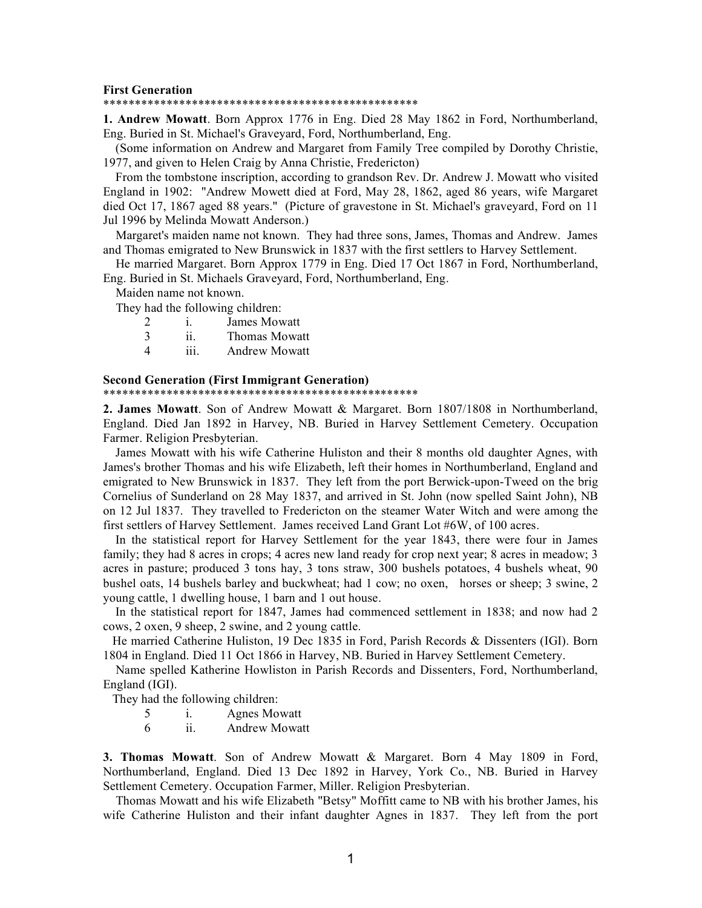**First Generation**

\*\*\*\*\*\*\*\*\*\*\*\*\*\*\*\*\*\*\*\*\*\*\*\*\*\*\*\*\*\*\*\*\*\*\*\*\*\*\*\*\*\*\*\*\*\*\*\*\*\*\*\*

**1. Andrew Mowatt**. Born Approx 1776 in Eng. Died 28 May 1862 in Ford, Northumberland, Eng. Buried in St. Michael's Graveyard, Ford, Northumberland, Eng.

(Some information on Andrew and Margaret from Family Tree compiled by Dorothy Christie, 1977, and given to Helen Craig by Anna Christie, Fredericton)

From the tombstone inscription, according to grandson Rev. Dr. Andrew J. Mowatt who visited England in 1902: "Andrew Mowett died at Ford, May 28, 1862, aged 86 years, wife Margaret died Oct 17, 1867 aged 88 years." (Picture of gravestone in St. Michael's graveyard, Ford on 11 Jul 1996 by Melinda Mowatt Anderson.)

Margaret's maiden name not known. They had three sons, James, Thomas and Andrew. James and Thomas emigrated to New Brunswick in 1837 with the first settlers to Harvey Settlement.

He married Margaret. Born Approx 1779 in Eng. Died 17 Oct 1867 in Ford, Northumberland, Eng. Buried in St. Michaels Graveyard, Ford, Northumberland, Eng.

Maiden name not known.

They had the following children:

| | | |
|---|---|---|
| 2 | i. | James Mowatt |
| 3 | ii. | Thomas Mowatt |
| 4 | iii. | Andrew Mowatt |

**Second Generation (First Immigrant Generation)**

\*\*\*\*\*\*\*\*\*\*\*\*\*\*\*\*\*\*\*\*\*\*\*\*\*\*\*\*\*\*\*\*\*\*\*\*\*\*\*\*\*\*\*\*\*\*\*\*\*\*\*\*

**2. James Mowatt**. Son of Andrew Mowatt & Margaret. Born 1807/1808 in Northumberland, England. Died Jan 1892 in Harvey, NB. Buried in Harvey Settlement Cemetery. Occupation Farmer. Religion Presbyterian.

James Mowatt with his wife Catherine Huliston and their 8 months old daughter Agnes, with James's brother Thomas and his wife Elizabeth, left their homes in Northumberland, England and emigrated to New Brunswick in 1837. They left from the port Berwick-upon-Tweed on the brig Cornelius of Sunderland on 28 May 1837, and arrived in St. John (now spelled Saint John), NB on 12 Jul 1837. They travelled to Fredericton on the steamer Water Witch and were among the first settlers of Harvey Settlement. James received Land Grant Lot #6W, of 100 acres.

In the statistical report for Harvey Settlement for the year 1843, there were four in James family; they had 8 acres in crops; 4 acres new land ready for crop next year; 8 acres in meadow; 3 acres in pasture; produced 3 tons hay, 3 tons straw, 300 bushels potatoes, 4 bushels wheat, 90 bushel oats, 14 bushels barley and buckwheat; had 1 cow; no oxen, horses or sheep; 3 swine, 2 young cattle, 1 dwelling house, 1 barn and 1 out house.

In the statistical report for 1847, James had commenced settlement in 1838; and now had 2 cows, 2 oxen, 9 sheep, 2 swine, and 2 young cattle.

He married Catherine Huliston, 19 Dec 1835 in Ford, Parish Records & Dissenters (IGI). Born 1804 in England. Died 11 Oct 1866 in Harvey, NB. Buried in Harvey Settlement Cemetery.

Name spelled Katherine Howliston in Parish Records and Dissenters, Ford, Northumberland, England (IGI).

They had the following children:

| | | |
|---|---|---|
| 5 | i. | Agnes Mowatt |
| 6 | ii. | Andrew Mowatt |

**3. Thomas Mowatt**. Son of Andrew Mowatt & Margaret. Born 4 May 1809 in Ford, Northumberland, England. Died 13 Dec 1892 in Harvey, York Co., NB. Buried in Harvey Settlement Cemetery. Occupation Farmer, Miller. Religion Presbyterian.

Thomas Mowatt and his wife Elizabeth "Betsy" Moffitt came to NB with his brother James, his wife Catherine Huliston and their infant daughter Agnes in 1837. They left from the port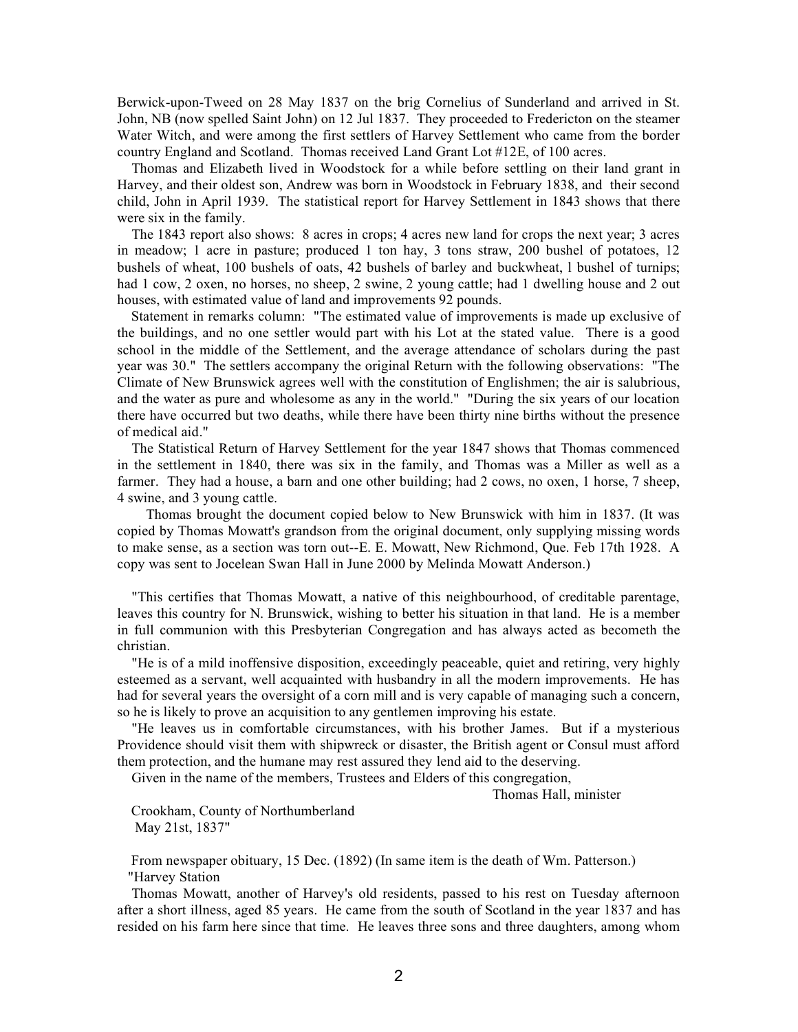Berwick-upon-Tweed on 28 May 1837 on the brig Cornelius of Sunderland and arrived in St. John, NB (now spelled Saint John) on 12 Jul 1837. They proceeded to Fredericton on the steamer Water Witch, and were among the first settlers of Harvey Settlement who came from the border country England and Scotland. Thomas received Land Grant Lot #12E, of 100 acres.

Thomas and Elizabeth lived in Woodstock for a while before settling on their land grant in Harvey, and their oldest son, Andrew was born in Woodstock in February 1838, and their second child, John in April 1939. The statistical report for Harvey Settlement in 1843 shows that there were six in the family.

The 1843 report also shows: 8 acres in crops; 4 acres new land for crops the next year; 3 acres in meadow; 1 acre in pasture; produced 1 ton hay, 3 tons straw, 200 bushel of potatoes, 12 bushels of wheat, 100 bushels of oats, 42 bushels of barley and buckwheat, l bushel of turnips; had 1 cow, 2 oxen, no horses, no sheep, 2 swine, 2 young cattle; had 1 dwelling house and 2 out houses, with estimated value of land and improvements 92 pounds.

Statement in remarks column: "The estimated value of improvements is made up exclusive of the buildings, and no one settler would part with his Lot at the stated value. There is a good school in the middle of the Settlement, and the average attendance of scholars during the past year was 30." The settlers accompany the original Return with the following observations: "The Climate of New Brunswick agrees well with the constitution of Englishmen; the air is salubrious, and the water as pure and wholesome as any in the world." "During the six years of our location there have occurred but two deaths, while there have been thirty nine births without the presence of medical aid."

The Statistical Return of Harvey Settlement for the year 1847 shows that Thomas commenced in the settlement in 1840, there was six in the family, and Thomas was a Miller as well as a farmer. They had a house, a barn and one other building; had 2 cows, no oxen, 1 horse, 7 sheep, 4 swine, and 3 young cattle.

Thomas brought the document copied below to New Brunswick with him in 1837. (It was copied by Thomas Mowatt's grandson from the original document, only supplying missing words to make sense, as a section was torn out--E. E. Mowatt, New Richmond, Que. Feb 17th 1928. A copy was sent to Jocelean Swan Hall in June 2000 by Melinda Mowatt Anderson.)

"This certifies that Thomas Mowatt, a native of this neighbourhood, of creditable parentage, leaves this country for N. Brunswick, wishing to better his situation in that land. He is a member in full communion with this Presbyterian Congregation and has always acted as becometh the christian.

"He is of a mild inoffensive disposition, exceedingly peaceable, quiet and retiring, very highly esteemed as a servant, well acquainted with husbandry in all the modern improvements. He has had for several years the oversight of a corn mill and is very capable of managing such a concern, so he is likely to prove an acquisition to any gentlemen improving his estate.

"He leaves us in comfortable circumstances, with his brother James. But if a mysterious Providence should visit them with shipwreck or disaster, the British agent or Consul must afford them protection, and the humane may rest assured they lend aid to the deserving.

Given in the name of the members, Trustees and Elders of this congregation,

Thomas Hall, minister

Crookham, County of Northumberland
May 21st, 1837"

From newspaper obituary, 15 Dec. (1892) (In same item is the death of Wm. Patterson.)

"Harvey Station

Thomas Mowatt, another of Harvey's old residents, passed to his rest on Tuesday afternoon after a short illness, aged 85 years. He came from the south of Scotland in the year 1837 and has resided on his farm here since that time. He leaves three sons and three daughters, among whom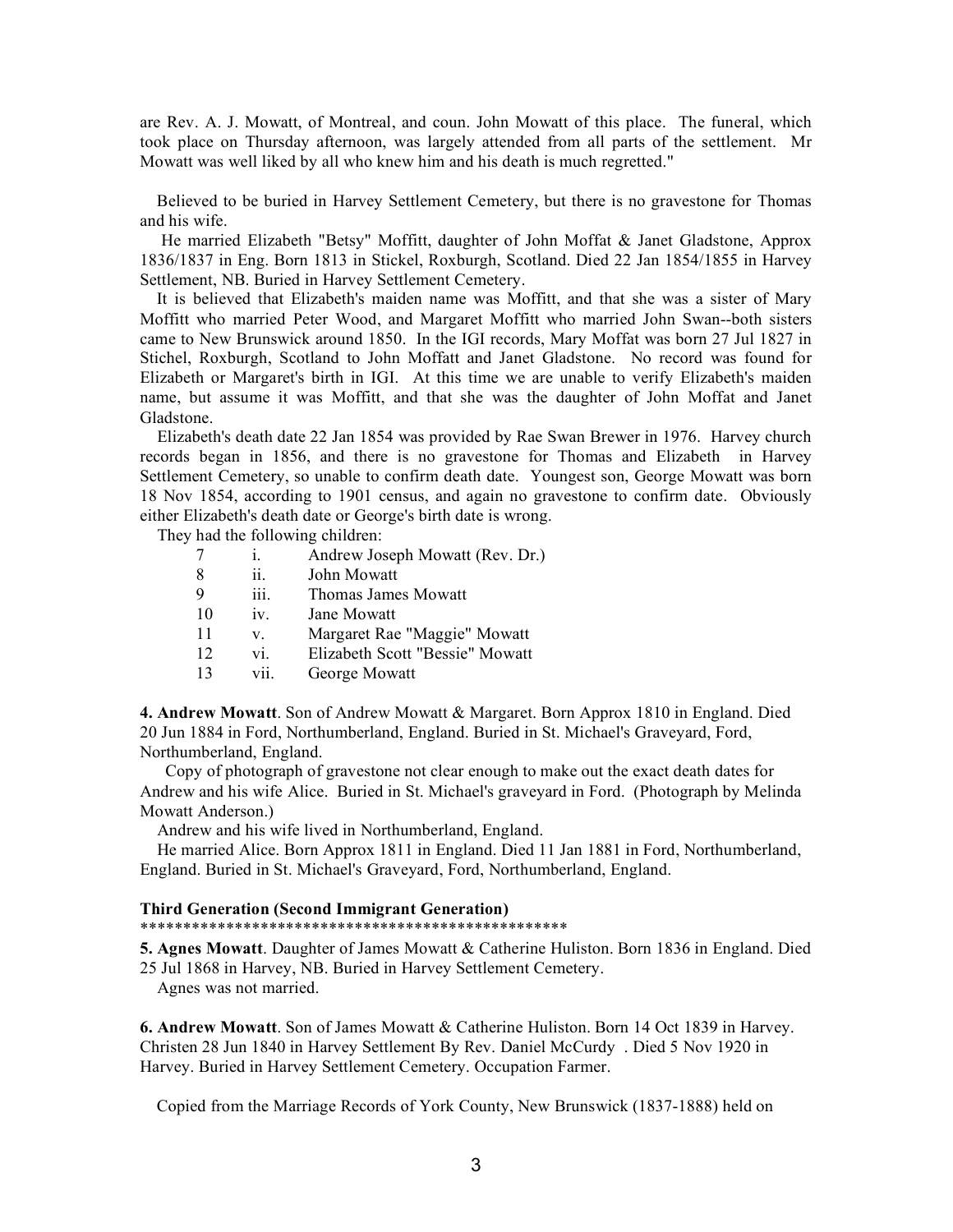are Rev. A. J. Mowatt, of Montreal, and coun. John Mowatt of this place. The funeral, which took place on Thursday afternoon, was largely attended from all parts of the settlement. Mr Mowatt was well liked by all who knew him and his death is much regretted."

Believed to be buried in Harvey Settlement Cemetery, but there is no gravestone for Thomas and his wife.

He married Elizabeth "Betsy" Moffitt, daughter of John Moffat & Janet Gladstone, Approx 1836/1837 in Eng. Born 1813 in Stickel, Roxburgh, Scotland. Died 22 Jan 1854/1855 in Harvey Settlement, NB. Buried in Harvey Settlement Cemetery.

It is believed that Elizabeth's maiden name was Moffitt, and that she was a sister of Mary Moffitt who married Peter Wood, and Margaret Moffitt who married John Swan--both sisters came to New Brunswick around 1850. In the IGI records, Mary Moffat was born 27 Jul 1827 in Stichel, Roxburgh, Scotland to John Moffatt and Janet Gladstone. No record was found for Elizabeth or Margaret's birth in IGI. At this time we are unable to verify Elizabeth's maiden name, but assume it was Moffitt, and that she was the daughter of John Moffat and Janet Gladstone.

Elizabeth's death date 22 Jan 1854 was provided by Rae Swan Brewer in 1976. Harvey church records began in 1856, and there is no gravestone for Thomas and Elizabeth in Harvey Settlement Cemetery, so unable to confirm death date. Youngest son, George Mowatt was born 18 Nov 1854, according to 1901 census, and again no gravestone to confirm date. Obviously either Elizabeth's death date or George's birth date is wrong.

They had the following children:

| | | |
|---|---|---|
| 7 | i. | Andrew Joseph Mowatt (Rev. Dr.) |
| 8 | ii. | John Mowatt |
| 9 | iii. | Thomas James Mowatt |
| 10 | iv. | Jane Mowatt |
| 11 | v. | Margaret Rae "Maggie" Mowatt |
| 12 | vi. | Elizabeth Scott "Bessie" Mowatt |
| 13 | vii. | George Mowatt |

**4. Andrew Mowatt**. Son of Andrew Mowatt & Margaret. Born Approx 1810 in England. Died 20 Jun 1884 in Ford, Northumberland, England. Buried in St. Michael's Graveyard, Ford, Northumberland, England.

Copy of photograph of gravestone not clear enough to make out the exact death dates for Andrew and his wife Alice. Buried in St. Michael's graveyard in Ford. (Photograph by Melinda Mowatt Anderson.)

Andrew and his wife lived in Northumberland, England.

He married Alice. Born Approx 1811 in England. Died 11 Jan 1881 in Ford, Northumberland, England. Buried in St. Michael's Graveyard, Ford, Northumberland, England.

**Third Generation (Second Immigrant Generation)**

\*\*\*\*\*\*\*\*\*\*\*\*\*\*\*\*\*\*\*\*\*\*\*\*\*\*\*\*\*\*\*\*\*\*\*\*\*\*\*\*\*\*\*\*\*\*\*\*\*\*\*\*

**5. Agnes Mowatt**. Daughter of James Mowatt & Catherine Huliston. Born 1836 in England. Died 25 Jul 1868 in Harvey, NB. Buried in Harvey Settlement Cemetery.

Agnes was not married.

**6. Andrew Mowatt**. Son of James Mowatt & Catherine Huliston. Born 14 Oct 1839 in Harvey. Christen 28 Jun 1840 in Harvey Settlement By Rev. Daniel McCurdy . Died 5 Nov 1920 in Harvey. Buried in Harvey Settlement Cemetery. Occupation Farmer.

Copied from the Marriage Records of York County, New Brunswick (1837-1888) held on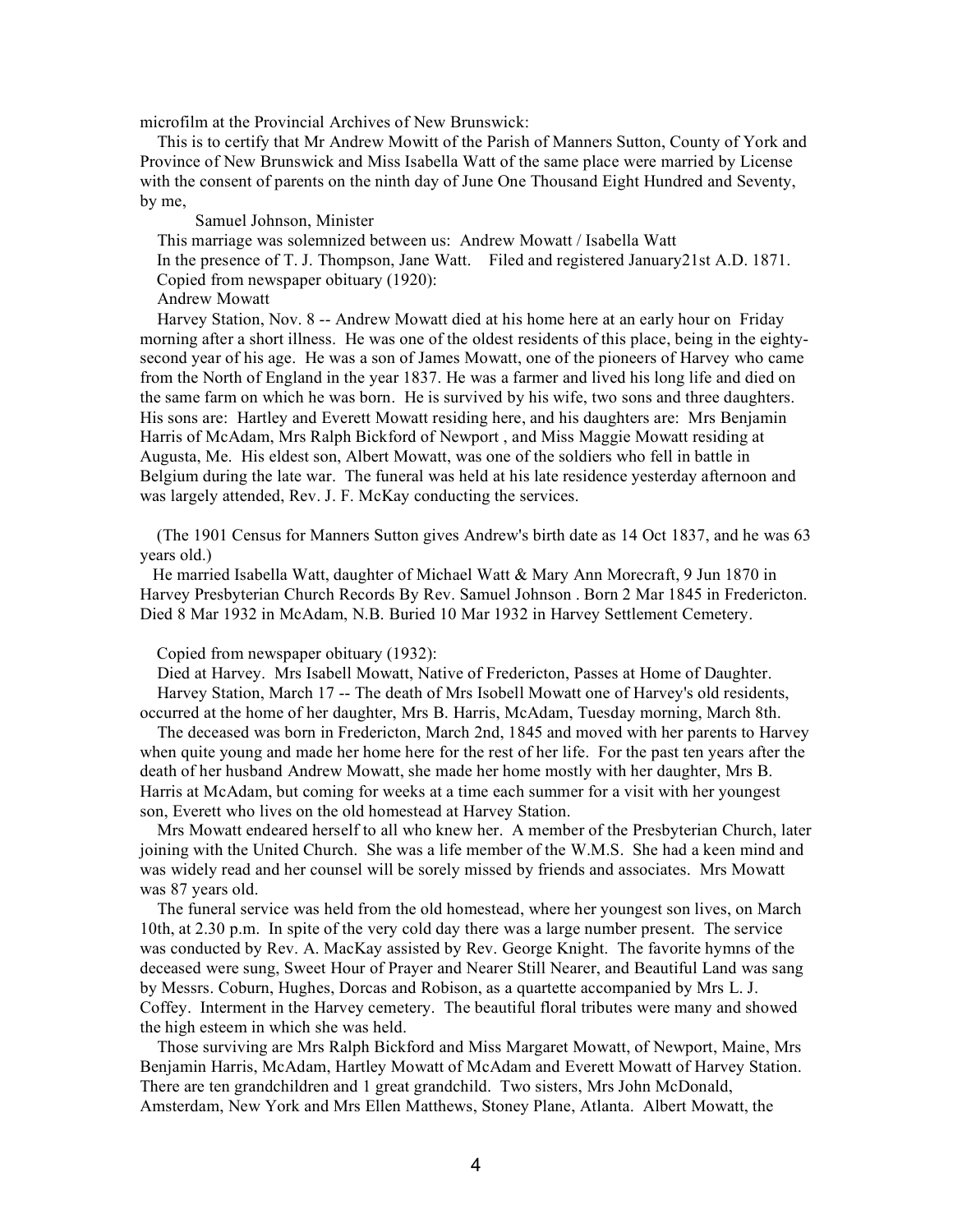microfilm at the Provincial Archives of New Brunswick:

This is to certify that Mr Andrew Mowitt of the Parish of Manners Sutton, County of York and Province of New Brunswick and Miss Isabella Watt of the same place were married by License with the consent of parents on the ninth day of June One Thousand Eight Hundred and Seventy, by me,

Samuel Johnson, Minister

This marriage was solemnized between us: Andrew Mowatt / Isabella Watt

In the presence of T. J. Thompson, Jane Watt. Filed and registered January21st A.D. 1871.

Copied from newspaper obituary (1920):

Andrew Mowatt

Harvey Station, Nov. 8 -- Andrew Mowatt died at his home here at an early hour on Friday morning after a short illness. He was one of the oldest residents of this place, being in the eighty-second year of his age. He was a son of James Mowatt, one of the pioneers of Harvey who came from the North of England in the year 1837. He was a farmer and lived his long life and died on the same farm on which he was born. He is survived by his wife, two sons and three daughters. His sons are: Hartley and Everett Mowatt residing here, and his daughters are: Mrs Benjamin Harris of McAdam, Mrs Ralph Bickford of Newport , and Miss Maggie Mowatt residing at Augusta, Me. His eldest son, Albert Mowatt, was one of the soldiers who fell in battle in Belgium during the late war. The funeral was held at his late residence yesterday afternoon and was largely attended, Rev. J. F. McKay conducting the services.

(The 1901 Census for Manners Sutton gives Andrew's birth date as 14 Oct 1837, and he was 63 years old.)

He married Isabella Watt, daughter of Michael Watt & Mary Ann Morecraft, 9 Jun 1870 in Harvey Presbyterian Church Records By Rev. Samuel Johnson . Born 2 Mar 1845 in Fredericton. Died 8 Mar 1932 in McAdam, N.B. Buried 10 Mar 1932 in Harvey Settlement Cemetery.

Copied from newspaper obituary (1932):

Died at Harvey. Mrs Isabell Mowatt, Native of Fredericton, Passes at Home of Daughter.

Harvey Station, March 17 -- The death of Mrs Isobell Mowatt one of Harvey's old residents, occurred at the home of her daughter, Mrs B. Harris, McAdam, Tuesday morning, March 8th.

The deceased was born in Fredericton, March 2nd, 1845 and moved with her parents to Harvey when quite young and made her home here for the rest of her life. For the past ten years after the death of her husband Andrew Mowatt, she made her home mostly with her daughter, Mrs B. Harris at McAdam, but coming for weeks at a time each summer for a visit with her youngest son, Everett who lives on the old homestead at Harvey Station.

Mrs Mowatt endeared herself to all who knew her. A member of the Presbyterian Church, later joining with the United Church. She was a life member of the W.M.S. She had a keen mind and was widely read and her counsel will be sorely missed by friends and associates. Mrs Mowatt was 87 years old.

The funeral service was held from the old homestead, where her youngest son lives, on March 10th, at 2.30 p.m. In spite of the very cold day there was a large number present. The service was conducted by Rev. A. MacKay assisted by Rev. George Knight. The favorite hymns of the deceased were sung, Sweet Hour of Prayer and Nearer Still Nearer, and Beautiful Land was sang by Messrs. Coburn, Hughes, Dorcas and Robison, as a quartette accompanied by Mrs L. J. Coffey. Interment in the Harvey cemetery. The beautiful floral tributes were many and showed the high esteem in which she was held.

Those surviving are Mrs Ralph Bickford and Miss Margaret Mowatt, of Newport, Maine, Mrs Benjamin Harris, McAdam, Hartley Mowatt of McAdam and Everett Mowatt of Harvey Station. There are ten grandchildren and 1 great grandchild. Two sisters, Mrs John McDonald, Amsterdam, New York and Mrs Ellen Matthews, Stoney Plane, Atlanta. Albert Mowatt, the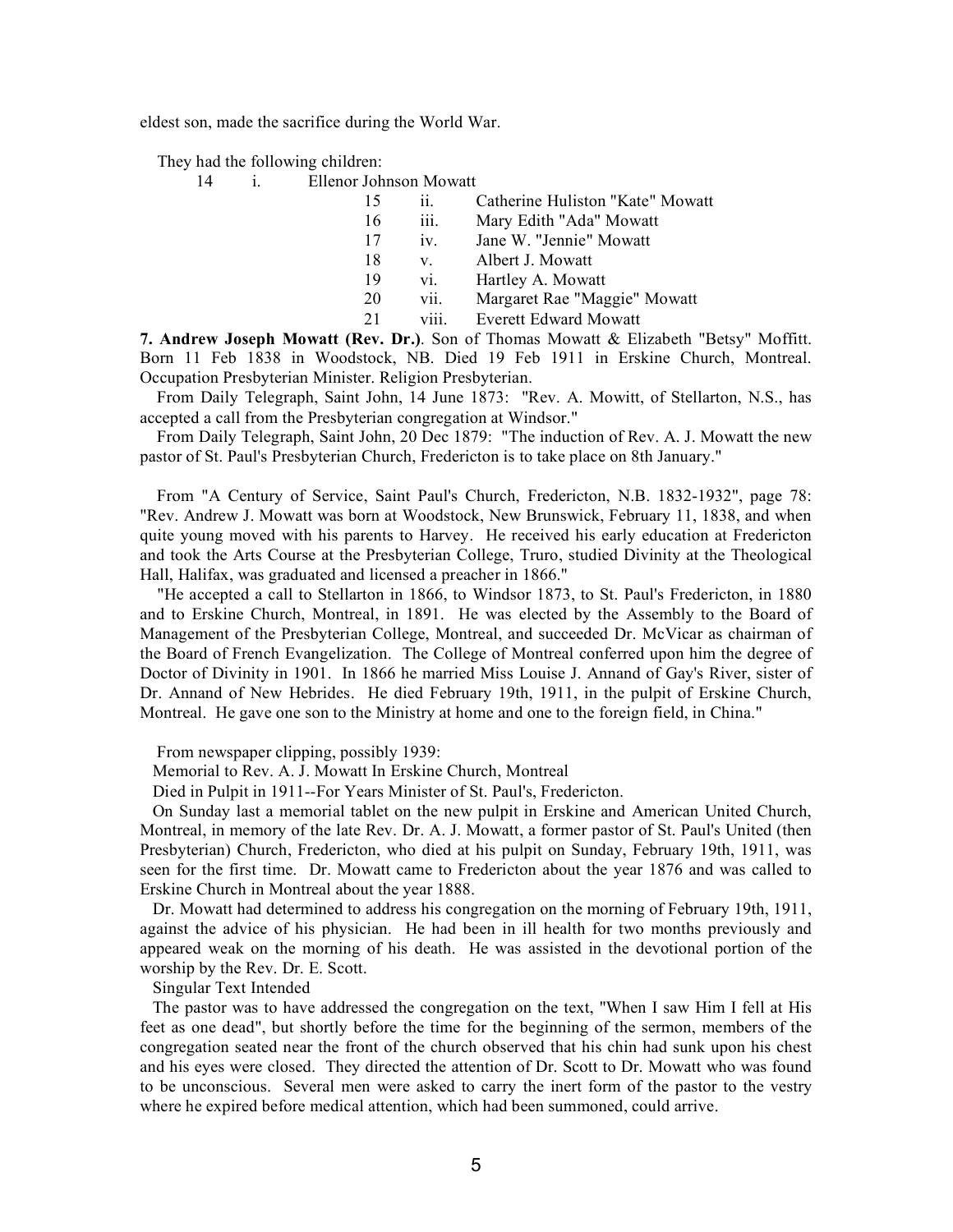eldest son, made the sacrifice during the World War.

They had the following children:

14 i. Ellenor Johnson Mowatt
15 ii. Catherine Huliston "Kate" Mowatt
16 iii. Mary Edith "Ada" Mowatt
17 iv. Jane W. "Jennie" Mowatt
18 v. Albert J. Mowatt
19 vi. Hartley A. Mowatt
20 vii. Margaret Rae "Maggie" Mowatt
21 viii. Everett Edward Mowatt

**7. Andrew Joseph Mowatt (Rev. Dr.)**. Son of Thomas Mowatt & Elizabeth "Betsy" Moffitt. Born 11 Feb 1838 in Woodstock, NB. Died 19 Feb 1911 in Erskine Church, Montreal. Occupation Presbyterian Minister. Religion Presbyterian.

From Daily Telegraph, Saint John, 14 June 1873: "Rev. A. Mowitt, of Stellarton, N.S., has accepted a call from the Presbyterian congregation at Windsor."

From Daily Telegraph, Saint John, 20 Dec 1879: "The induction of Rev. A. J. Mowatt the new pastor of St. Paul's Presbyterian Church, Fredericton is to take place on 8th January."

From "A Century of Service, Saint Paul's Church, Fredericton, N.B. 1832-1932", page 78: "Rev. Andrew J. Mowatt was born at Woodstock, New Brunswick, February 11, 1838, and when quite young moved with his parents to Harvey. He received his early education at Fredericton and took the Arts Course at the Presbyterian College, Truro, studied Divinity at the Theological Hall, Halifax, was graduated and licensed a preacher in 1866."

"He accepted a call to Stellarton in 1866, to Windsor 1873, to St. Paul's Fredericton, in 1880 and to Erskine Church, Montreal, in 1891. He was elected by the Assembly to the Board of Management of the Presbyterian College, Montreal, and succeeded Dr. McVicar as chairman of the Board of French Evangelization. The College of Montreal conferred upon him the degree of Doctor of Divinity in 1901. In 1866 he married Miss Louise J. Annand of Gay's River, sister of Dr. Annand of New Hebrides. He died February 19th, 1911, in the pulpit of Erskine Church, Montreal. He gave one son to the Ministry at home and one to the foreign field, in China."

From newspaper clipping, possibly 1939:

Memorial to Rev. A. J. Mowatt In Erskine Church, Montreal

Died in Pulpit in 1911--For Years Minister of St. Paul's, Fredericton.

On Sunday last a memorial tablet on the new pulpit in Erskine and American United Church, Montreal, in memory of the late Rev. Dr. A. J. Mowatt, a former pastor of St. Paul's United (then Presbyterian) Church, Fredericton, who died at his pulpit on Sunday, February 19th, 1911, was seen for the first time. Dr. Mowatt came to Fredericton about the year 1876 and was called to Erskine Church in Montreal about the year 1888.

Dr. Mowatt had determined to address his congregation on the morning of February 19th, 1911, against the advice of his physician. He had been in ill health for two months previously and appeared weak on the morning of his death. He was assisted in the devotional portion of the worship by the Rev. Dr. E. Scott.

Singular Text Intended

The pastor was to have addressed the congregation on the text, "When I saw Him I fell at His feet as one dead", but shortly before the time for the beginning of the sermon, members of the congregation seated near the front of the church observed that his chin had sunk upon his chest and his eyes were closed. They directed the attention of Dr. Scott to Dr. Mowatt who was found to be unconscious. Several men were asked to carry the inert form of the pastor to the vestry where he expired before medical attention, which had been summoned, could arrive.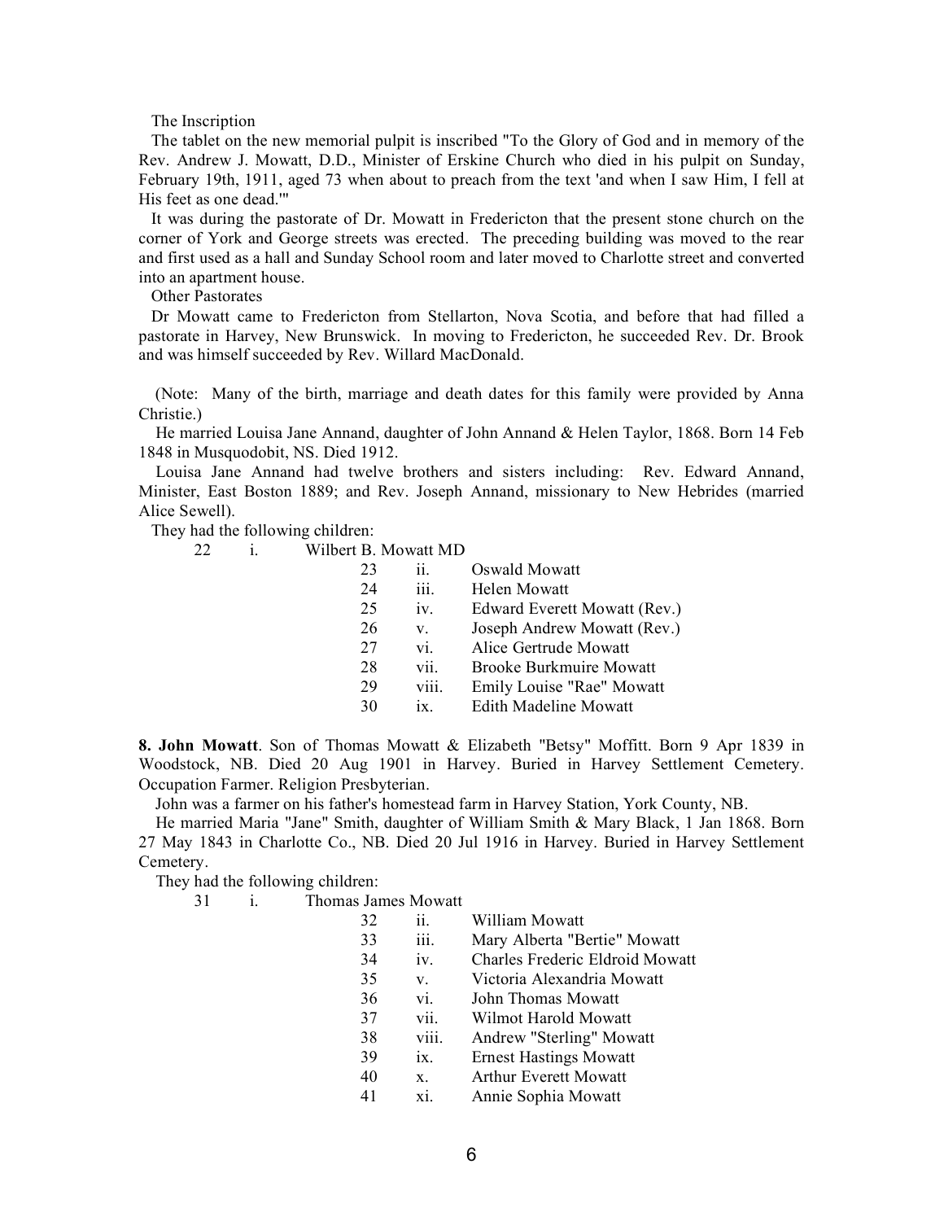The Inscription

The tablet on the new memorial pulpit is inscribed "To the Glory of God and in memory of the Rev. Andrew J. Mowatt, D.D., Minister of Erskine Church who died in his pulpit on Sunday, February 19th, 1911, aged 73 when about to preach from the text 'and when I saw Him, I fell at His feet as one dead.'"

It was during the pastorate of Dr. Mowatt in Fredericton that the present stone church on the corner of York and George streets was erected. The preceding building was moved to the rear and first used as a hall and Sunday School room and later moved to Charlotte street and converted into an apartment house.

Other Pastorates

Dr Mowatt came to Fredericton from Stellarton, Nova Scotia, and before that had filled a pastorate in Harvey, New Brunswick. In moving to Fredericton, he succeeded Rev. Dr. Brook and was himself succeeded by Rev. Willard MacDonald.

(Note: Many of the birth, marriage and death dates for this family were provided by Anna Christie.)

He married Louisa Jane Annand, daughter of John Annand & Helen Taylor, 1868. Born 14 Feb 1848 in Musquodobit, NS. Died 1912.

Louisa Jane Annand had twelve brothers and sisters including: Rev. Edward Annand, Minister, East Boston 1889; and Rev. Joseph Annand, missionary to New Hebrides (married Alice Sewell).

They had the following children:

| | | |
|---|---|---|
| 22 | i. | Wilbert B. Mowatt MD |
| 23 | ii. | Oswald Mowatt |
| 24 | iii. | Helen Mowatt |
| 25 | iv. | Edward Everett Mowatt (Rev.) |
| 26 | v. | Joseph Andrew Mowatt (Rev.) |
| 27 | vi. | Alice Gertrude Mowatt |
| 28 | vii. | Brooke Burkmuire Mowatt |
| 29 | viii. | Emily Louise "Rae" Mowatt |
| 30 | ix. | Edith Madeline Mowatt |

**8. John Mowatt**. Son of Thomas Mowatt & Elizabeth "Betsy" Moffitt. Born 9 Apr 1839 in Woodstock, NB. Died 20 Aug 1901 in Harvey. Buried in Harvey Settlement Cemetery. Occupation Farmer. Religion Presbyterian.

John was a farmer on his father's homestead farm in Harvey Station, York County, NB.

He married Maria "Jane" Smith, daughter of William Smith & Mary Black, 1 Jan 1868. Born 27 May 1843 in Charlotte Co., NB. Died 20 Jul 1916 in Harvey. Buried in Harvey Settlement Cemetery.

They had the following children:

| | | |
|---|---|---|
| 31 | i. | Thomas James Mowatt |
| 32 | ii. | William Mowatt |
| 33 | iii. | Mary Alberta "Bertie" Mowatt |
| 34 | iv. | Charles Frederic Eldroid Mowatt |
| 35 | v. | Victoria Alexandria Mowatt |
| 36 | vi. | John Thomas Mowatt |
| 37 | vii. | Wilmot Harold Mowatt |
| 38 | viii. | Andrew "Sterling" Mowatt |
| 39 | ix. | Ernest Hastings Mowatt |
| 40 | x. | Arthur Everett Mowatt |
| 41 | xi. | Annie Sophia Mowatt |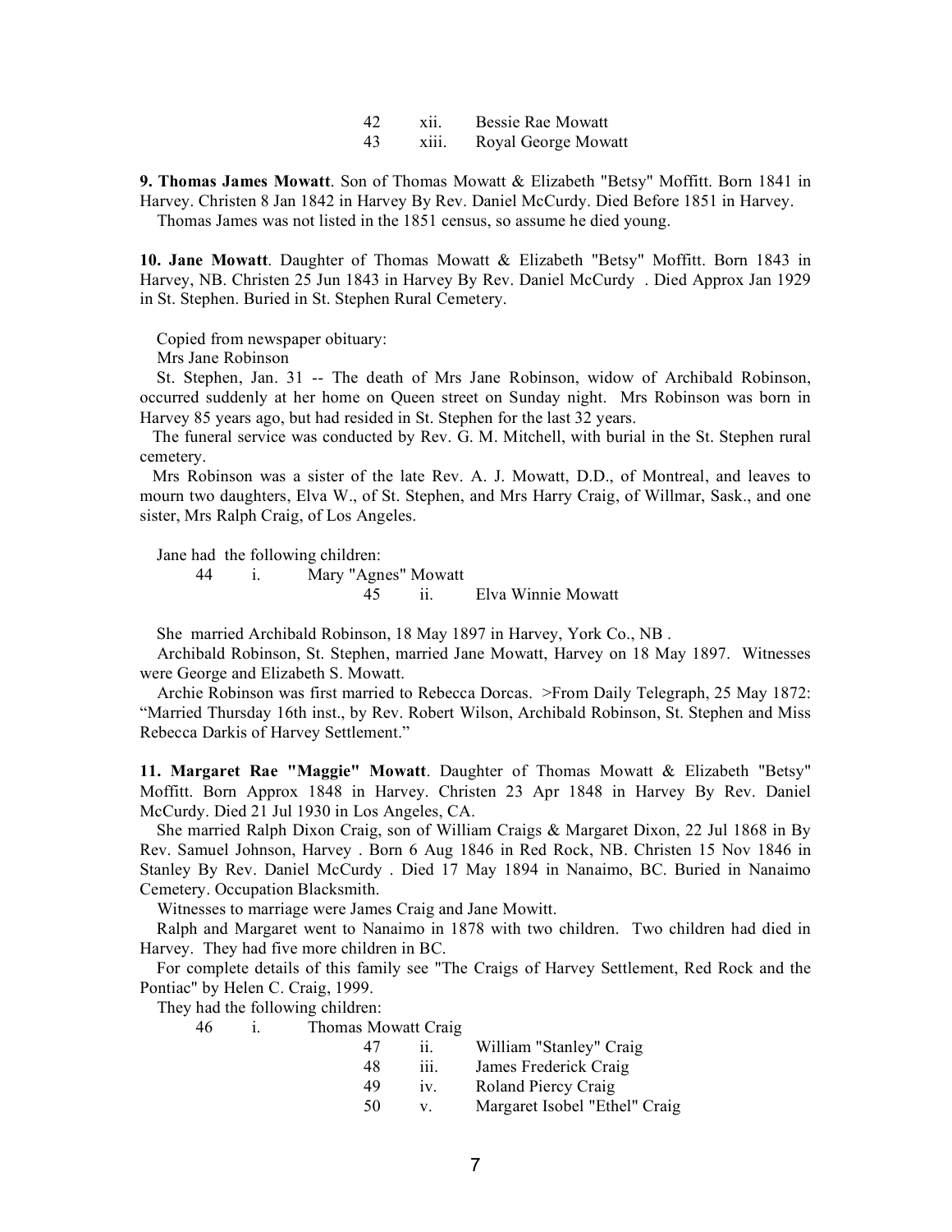42 xii. Bessie Rae Mowatt
43 xiii. Royal George Mowatt

**9. Thomas James Mowatt**. Son of Thomas Mowatt & Elizabeth "Betsy" Moffitt. Born 1841 in Harvey. Christen 8 Jan 1842 in Harvey By Rev. Daniel McCurdy. Died Before 1851 in Harvey.

Thomas James was not listed in the 1851 census, so assume he died young.

**10. Jane Mowatt**. Daughter of Thomas Mowatt & Elizabeth "Betsy" Moffitt. Born 1843 in Harvey, NB. Christen 25 Jun 1843 in Harvey By Rev. Daniel McCurdy . Died Approx Jan 1929 in St. Stephen. Buried in St. Stephen Rural Cemetery.

Copied from newspaper obituary:

Mrs Jane Robinson

St. Stephen, Jan. 31 -- The death of Mrs Jane Robinson, widow of Archibald Robinson, occurred suddenly at her home on Queen street on Sunday night. Mrs Robinson was born in Harvey 85 years ago, but had resided in St. Stephen for the last 32 years.

The funeral service was conducted by Rev. G. M. Mitchell, with burial in the St. Stephen rural cemetery.

Mrs Robinson was a sister of the late Rev. A. J. Mowatt, D.D., of Montreal, and leaves to mourn two daughters, Elva W., of St. Stephen, and Mrs Harry Craig, of Willmar, Sask., and one sister, Mrs Ralph Craig, of Los Angeles.

Jane had the following children:

44 i. Mary "Agnes" Mowatt
45 ii. Elva Winnie Mowatt

She married Archibald Robinson, 18 May 1897 in Harvey, York Co., NB .

Archibald Robinson, St. Stephen, married Jane Mowatt, Harvey on 18 May 1897. Witnesses were George and Elizabeth S. Mowatt.

Archie Robinson was first married to Rebecca Dorcas. >From Daily Telegraph, 25 May 1872: "Married Thursday 16th inst., by Rev. Robert Wilson, Archibald Robinson, St. Stephen and Miss Rebecca Darkis of Harvey Settlement."

**11. Margaret Rae "Maggie" Mowatt**. Daughter of Thomas Mowatt & Elizabeth "Betsy" Moffitt. Born Approx 1848 in Harvey. Christen 23 Apr 1848 in Harvey By Rev. Daniel McCurdy. Died 21 Jul 1930 in Los Angeles, CA.

She married Ralph Dixon Craig, son of William Craigs & Margaret Dixon, 22 Jul 1868 in By Rev. Samuel Johnson, Harvey . Born 6 Aug 1846 in Red Rock, NB. Christen 15 Nov 1846 in Stanley By Rev. Daniel McCurdy . Died 17 May 1894 in Nanaimo, BC. Buried in Nanaimo Cemetery. Occupation Blacksmith.

Witnesses to marriage were James Craig and Jane Mowitt.

Ralph and Margaret went to Nanaimo in 1878 with two children. Two children had died in Harvey. They had five more children in BC.

For complete details of this family see "The Craigs of Harvey Settlement, Red Rock and the Pontiac" by Helen C. Craig, 1999.

They had the following children:

46 i. Thomas Mowatt Craig
47 ii. William "Stanley" Craig
48 iii. James Frederick Craig
49 iv. Roland Piercy Craig
50 v. Margaret Isobel "Ethel" Craig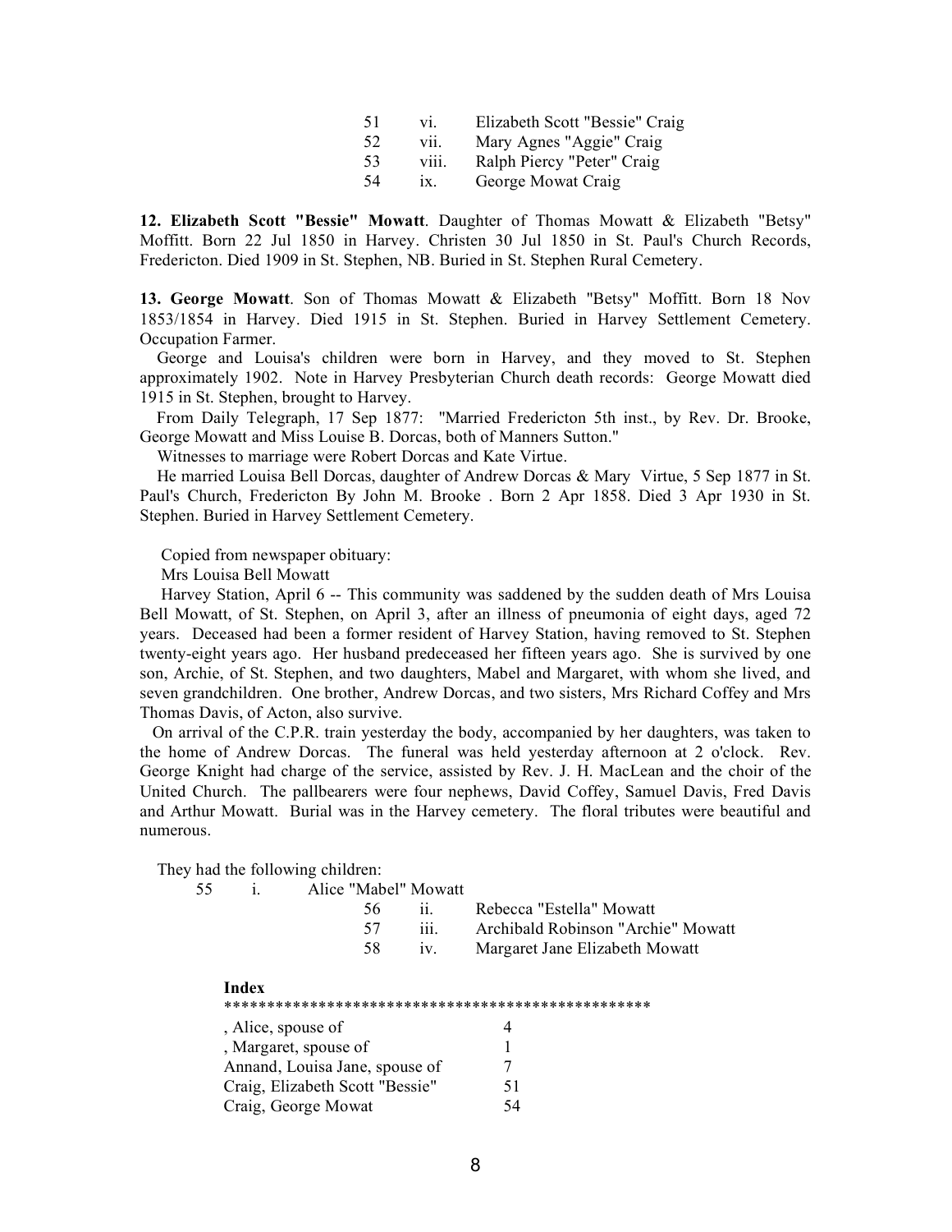| | | |
|---|---|---|
| 51 | vi. | Elizabeth Scott "Bessie" Craig |
| 52 | vii. | Mary Agnes "Aggie" Craig |
| 53 | viii. | Ralph Piercy "Peter" Craig |
| 54 | ix. | George Mowat Craig |

**12. Elizabeth Scott "Bessie" Mowatt**. Daughter of Thomas Mowatt & Elizabeth "Betsy" Moffitt. Born 22 Jul 1850 in Harvey. Christen 30 Jul 1850 in St. Paul's Church Records, Fredericton. Died 1909 in St. Stephen, NB. Buried in St. Stephen Rural Cemetery.

**13. George Mowatt**. Son of Thomas Mowatt & Elizabeth "Betsy" Moffitt. Born 18 Nov 1853/1854 in Harvey. Died 1915 in St. Stephen. Buried in Harvey Settlement Cemetery. Occupation Farmer.

George and Louisa's children were born in Harvey, and they moved to St. Stephen approximately 1902. Note in Harvey Presbyterian Church death records: George Mowatt died 1915 in St. Stephen, brought to Harvey.

From Daily Telegraph, 17 Sep 1877: "Married Fredericton 5th inst., by Rev. Dr. Brooke, George Mowatt and Miss Louise B. Dorcas, both of Manners Sutton."

Witnesses to marriage were Robert Dorcas and Kate Virtue.

He married Louisa Bell Dorcas, daughter of Andrew Dorcas & Mary Virtue, 5 Sep 1877 in St. Paul's Church, Fredericton By John M. Brooke . Born 2 Apr 1858. Died 3 Apr 1930 in St. Stephen. Buried in Harvey Settlement Cemetery.

Copied from newspaper obituary:

Mrs Louisa Bell Mowatt

Harvey Station, April 6 -- This community was saddened by the sudden death of Mrs Louisa Bell Mowatt, of St. Stephen, on April 3, after an illness of pneumonia of eight days, aged 72 years. Deceased had been a former resident of Harvey Station, having removed to St. Stephen twenty-eight years ago. Her husband predeceased her fifteen years ago. She is survived by one son, Archie, of St. Stephen, and two daughters, Mabel and Margaret, with whom she lived, and seven grandchildren. One brother, Andrew Dorcas, and two sisters, Mrs Richard Coffey and Mrs Thomas Davis, of Acton, also survive.

On arrival of the C.P.R. train yesterday the body, accompanied by her daughters, was taken to the home of Andrew Dorcas. The funeral was held yesterday afternoon at 2 o'clock. Rev. George Knight had charge of the service, assisted by Rev. J. H. MacLean and the choir of the United Church. The pallbearers were four nephews, David Coffey, Samuel Davis, Fred Davis and Arthur Mowatt. Burial was in the Harvey cemetery. The floral tributes were beautiful and numerous.

They had the following children:

| | | |
|---|---|---|
| 55 | i. | Alice "Mabel" Mowatt |
| 56 | ii. | Rebecca "Estella" Mowatt |
| 57 | iii. | Archibald Robinson "Archie" Mowatt |
| 58 | iv. | Margaret Jane Elizabeth Mowatt |

**Index**

**************************************************

| | |
|---|---|
| , Alice, spouse of | 4 |
| , Margaret, spouse of | 1 |
| Annand, Louisa Jane, spouse of | 7 |
| Craig, Elizabeth Scott "Bessie" | 51 |
| Craig, George Mowat | 54 |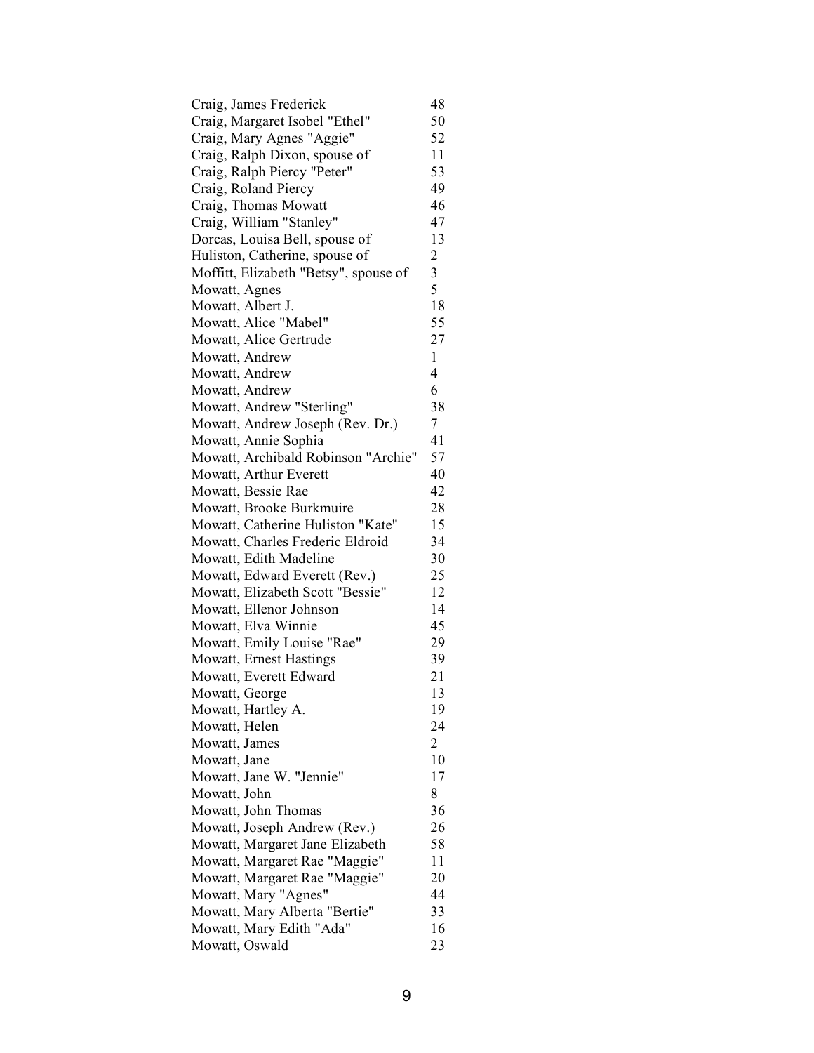| | |
|---|---|
| Craig, James Frederick | 48 |
| Craig, Margaret Isobel "Ethel" | 50 |
| Craig, Mary Agnes "Aggie" | 52 |
| Craig, Ralph Dixon, spouse of | 11 |
| Craig, Ralph Piercy "Peter" | 53 |
| Craig, Roland Piercy | 49 |
| Craig, Thomas Mowatt | 46 |
| Craig, William "Stanley" | 47 |
| Dorcas, Louisa Bell, spouse of | 13 |
| Huliston, Catherine, spouse of | 2 |
| Moffitt, Elizabeth "Betsy", spouse of | 3 |
| Mowatt, Agnes | 5 |
| Mowatt, Albert J. | 18 |
| Mowatt, Alice "Mabel" | 55 |
| Mowatt, Alice Gertrude | 27 |
| Mowatt, Andrew | 1 |
| Mowatt, Andrew | 4 |
| Mowatt, Andrew | 6 |
| Mowatt, Andrew "Sterling" | 38 |
| Mowatt, Andrew Joseph (Rev. Dr.) | 7 |
| Mowatt, Annie Sophia | 41 |
| Mowatt, Archibald Robinson "Archie" | 57 |
| Mowatt, Arthur Everett | 40 |
| Mowatt, Bessie Rae | 42 |
| Mowatt, Brooke Burkmuire | 28 |
| Mowatt, Catherine Huliston "Kate" | 15 |
| Mowatt, Charles Frederic Eldroid | 34 |
| Mowatt, Edith Madeline | 30 |
| Mowatt, Edward Everett (Rev.) | 25 |
| Mowatt, Elizabeth Scott "Bessie" | 12 |
| Mowatt, Ellenor Johnson | 14 |
| Mowatt, Elva Winnie | 45 |
| Mowatt, Emily Louise "Rae" | 29 |
| Mowatt, Ernest Hastings | 39 |
| Mowatt, Everett Edward | 21 |
| Mowatt, George | 13 |
| Mowatt, Hartley A. | 19 |
| Mowatt, Helen | 24 |
| Mowatt, James | 2 |
| Mowatt, Jane | 10 |
| Mowatt, Jane W. "Jennie" | 17 |
| Mowatt, John | 8 |
| Mowatt, John Thomas | 36 |
| Mowatt, Joseph Andrew (Rev.) | 26 |
| Mowatt, Margaret Jane Elizabeth | 58 |
| Mowatt, Margaret Rae "Maggie" | 11 |
| Mowatt, Margaret Rae "Maggie" | 20 |
| Mowatt, Mary "Agnes" | 44 |
| Mowatt, Mary Alberta "Bertie" | 33 |
| Mowatt, Mary Edith "Ada" | 16 |
| Mowatt, Oswald | 23 |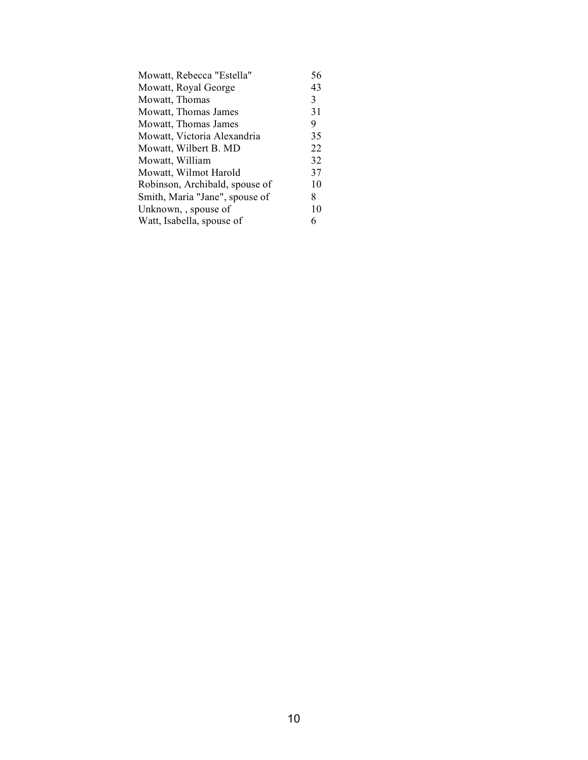| | |
|---|---|
| Mowatt, Rebecca "Estella" | 56 |
| Mowatt, Royal George | 43 |
| Mowatt, Thomas | 3 |
| Mowatt, Thomas James | 31 |
| Mowatt, Thomas James | 9 |
| Mowatt, Victoria Alexandria | 35 |
| Mowatt, Wilbert B. MD | 22 |
| Mowatt, William | 32 |
| Mowatt, Wilmot Harold | 37 |
| Robinson, Archibald, spouse of | 10 |
| Smith, Maria "Jane", spouse of | 8 |
| Unknown, , spouse of | 10 |
| Watt, Isabella, spouse of | 6 |